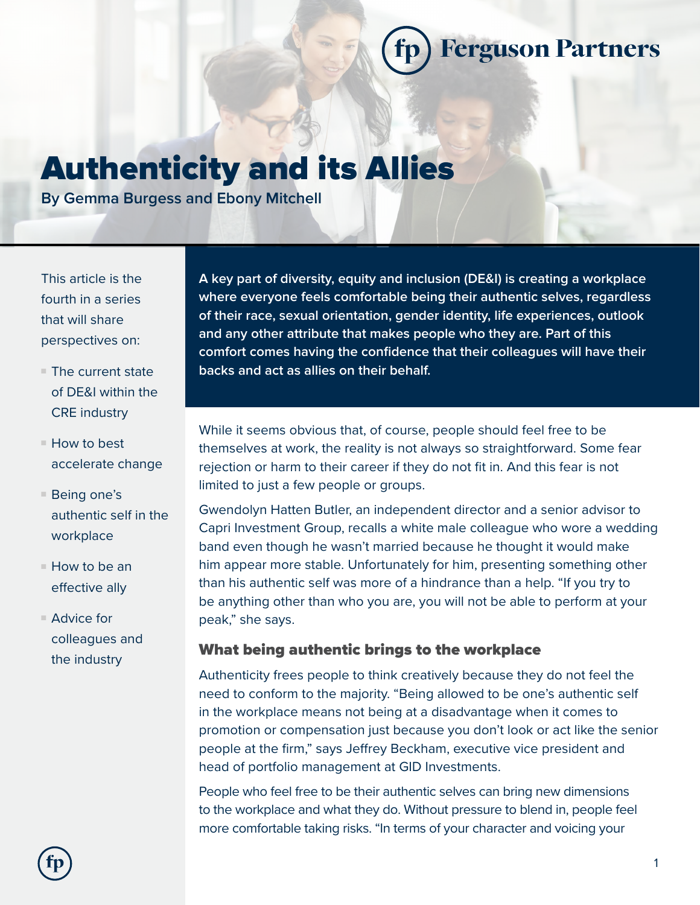# Authenticity and its Allies

**By Gemma Burgess and Ebony Mitchell**

This article is the fourth in a series that will share perspectives on:

- The current state of DE&I within the CRE industry
- How to best accelerate change
- Being one's authentic self in the workplace
- How to be an effective ally
- Advice for colleagues and the industry

**A key part of diversity, equity and inclusion (DE&I) is creating a workplace where everyone feels comfortable being their authentic selves, regardless of their race, sexual orientation, gender identity, life experiences, outlook and any other attribute that makes people who they are. Part of this comfort comes having the confidence that their colleagues will have their backs and act as allies on their behalf.**

While it seems obvious that, of course, people should feel free to be themselves at work, the reality is not always so straightforward. Some fear rejection or harm to their career if they do not fit in. And this fear is not limited to just a few people or groups.

Gwendolyn Hatten Butler, an independent director and a senior advisor to Capri Investment Group, recalls a white male colleague who wore a wedding band even though he wasn't married because he thought it would make him appear more stable. Unfortunately for him, presenting something other than his authentic self was more of a hindrance than a help. "If you try to be anything other than who you are, you will not be able to perform at your peak," she says.

## What being authentic brings to the workplace

Authenticity frees people to think creatively because they do not feel the need to conform to the majority. "Being allowed to be one's authentic self in the workplace means not being at a disadvantage when it comes to promotion or compensation just because you don't look or act like the senior people at the firm," says Jeffrey Beckham, executive vice president and head of portfolio management at GID Investments.

People who feel free to be their authentic selves can bring new dimensions to the workplace and what they do. Without pressure to blend in, people feel more comfortable taking risks. "In terms of your character and voicing your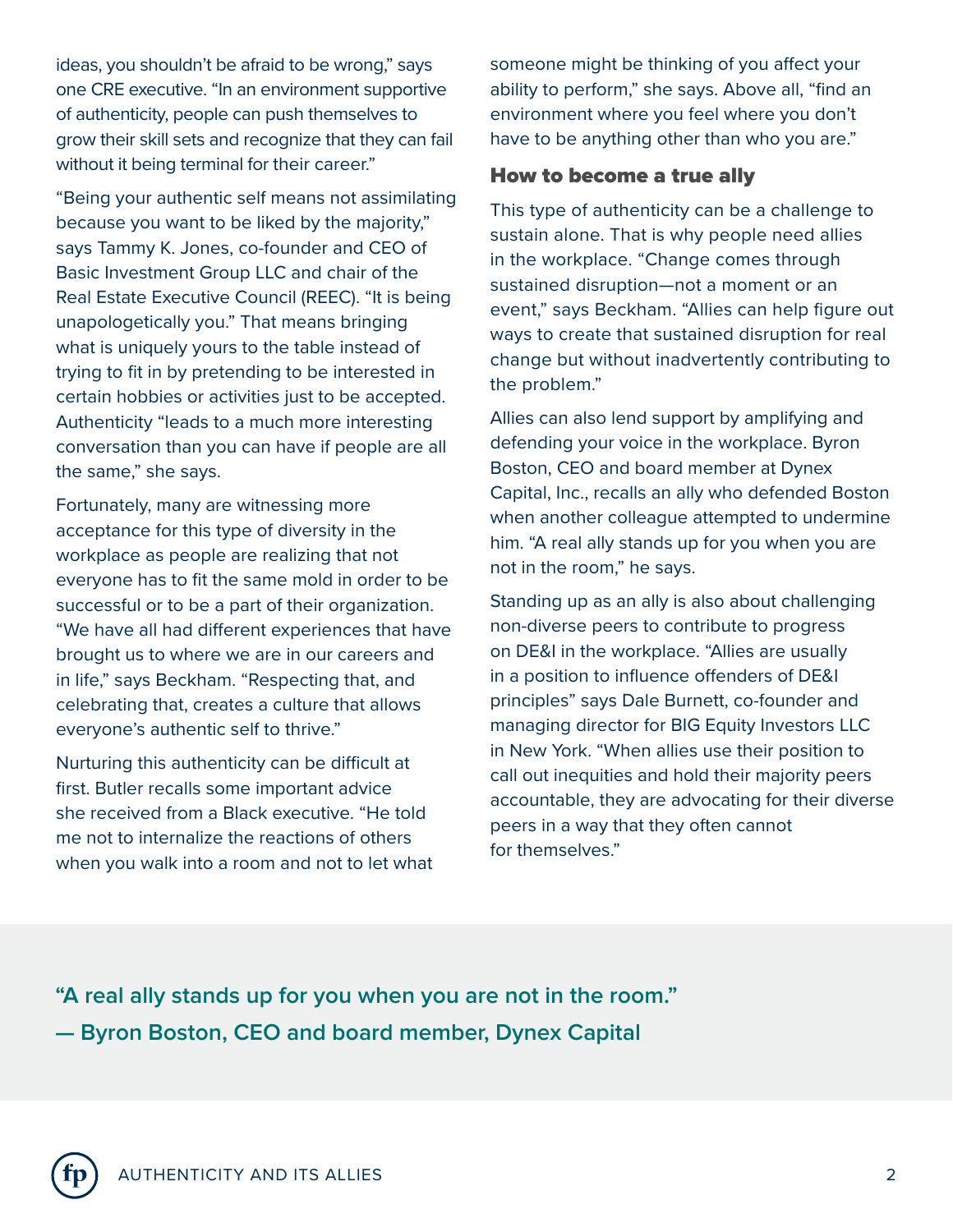ideas, you shouldn't be afraid to be wrong," says one CRE executive. "In an environment supportive of authenticity, people can push themselves to grow their skill sets and recognize that they can fail without it being terminal for their career."

"Being your authentic self means not assimilating because you want to be liked by the majority," says Tammy K. Jones, co-founder and CEO of Basic Investment Group LLC and chair of the Real Estate Executive Council (REEC). "It is being unapologetically you." That means bringing what is uniquely yours to the table instead of trying to fit in by pretending to be interested in certain hobbies or activities just to be accepted. Authenticity "leads to a much more interesting conversation than you can have if people are all the same," she says.

Fortunately, many are witnessing more acceptance for this type of diversity in the workplace as people are realizing that not everyone has to fit the same mold in order to be successful or to be a part of their organization. "We have all had different experiences that have brought us to where we are in our careers and in life," says Beckham. "Respecting that, and celebrating that, creates a culture that allows everyone's authentic self to thrive."

Nurturing this authenticity can be difficult at first. Butler recalls some important advice she received from a Black executive. "He told me not to internalize the reactions of others when you walk into a room and not to let what someone might be thinking of you affect your ability to perform," she says. Above all, "find an environment where you feel where you don't have to be anything other than who you are."

## How to become a true ally

This type of authenticity can be a challenge to sustain alone. That is why people need allies in the workplace. "Change comes through sustained disruption—not a moment or an event," says Beckham. "Allies can help figure out ways to create that sustained disruption for real change but without inadvertently contributing to the problem."

Allies can also lend support by amplifying and defending your voice in the workplace. Byron Boston, CEO and board member at Dynex Capital, Inc., recalls an ally who defended Boston when another colleague attempted to undermine him. "A real ally stands up for you when you are not in the room," he says.

Standing up as an ally is also about challenging non-diverse peers to contribute to progress on DE&I in the workplace. "Allies are usually in a position to influence offenders of DE&I principles" says Dale Burnett, co-founder and managing director for BIG Equity Investors LLC in New York. "When allies use their position to call out inequities and hold their majority peers accountable, they are advocating for their diverse peers in a way that they often cannot for themselves."

**"A real ally stands up for you when you are not in the room."**
**— Byron Boston, CEO and board member, Dynex Capital**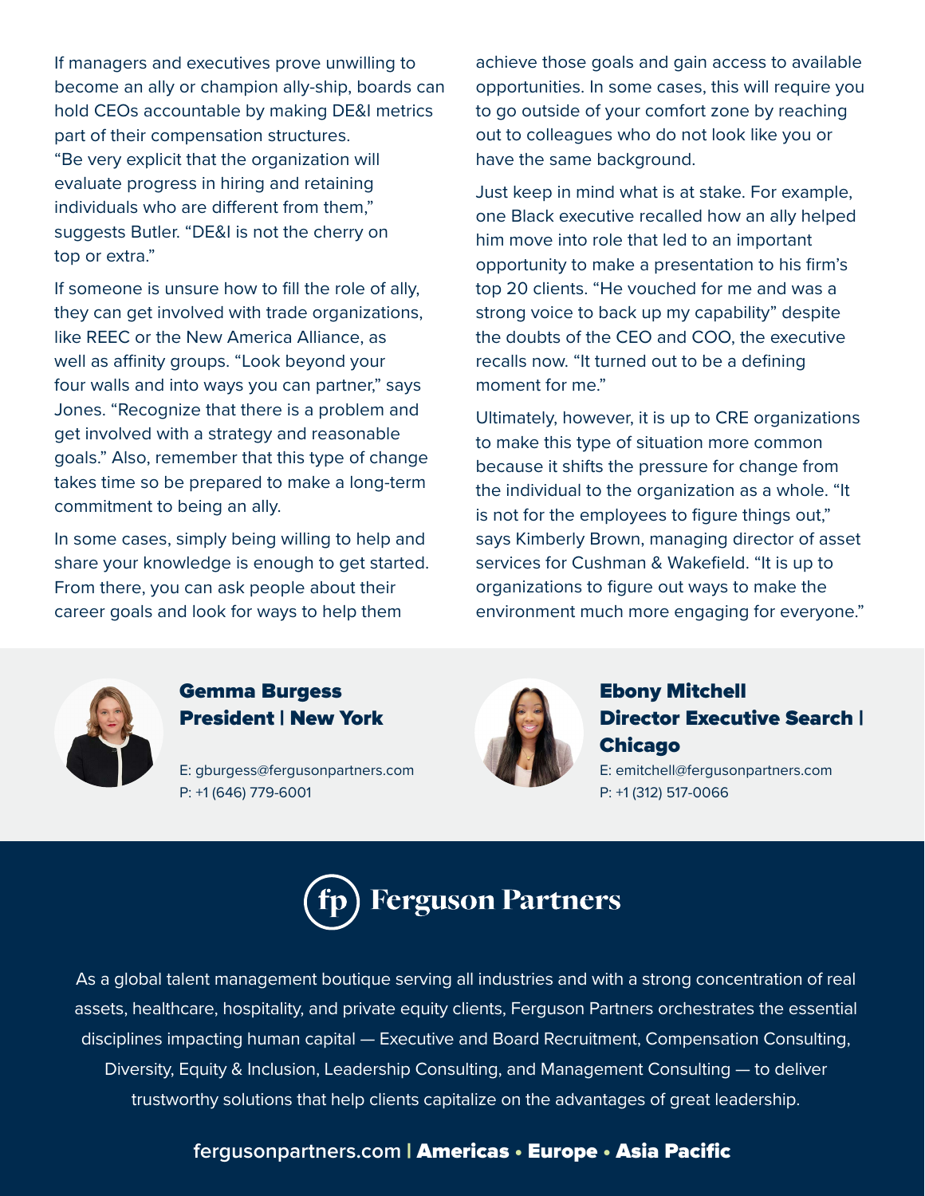If managers and executives prove unwilling to become an ally or champion ally-ship, boards can hold CEOs accountable by making DE&I metrics part of their compensation structures. "Be very explicit that the organization will evaluate progress in hiring and retaining individuals who are different from them," suggests Butler. "DE&I is not the cherry on top or extra."

If someone is unsure how to fill the role of ally, they can get involved with trade organizations, like REEC or the New America Alliance, as well as affinity groups. "Look beyond your four walls and into ways you can partner," says Jones. "Recognize that there is a problem and get involved with a strategy and reasonable goals." Also, remember that this type of change takes time so be prepared to make a long-term commitment to being an ally.

In some cases, simply being willing to help and share your knowledge is enough to get started. From there, you can ask people about their career goals and look for ways to help them achieve those goals and gain access to available opportunities. In some cases, this will require you to go outside of your comfort zone by reaching out to colleagues who do not look like you or have the same background.

Just keep in mind what is at stake. For example, one Black executive recalled how an ally helped him move into role that led to an important opportunity to make a presentation to his firm's top 20 clients. "He vouched for me and was a strong voice to back up my capability" despite the doubts of the CEO and COO, the executive recalls now. "It turned out to be a defining moment for me."

Ultimately, however, it is up to CRE organizations to make this type of situation more common because it shifts the pressure for change from the individual to the organization as a whole. "It is not for the employees to figure things out," says Kimberly Brown, managing director of asset services for Cushman & Wakefield. "It is up to organizations to figure out ways to make the environment much more engaging for everyone."

**Gemma Burgess**
**President | New York**

E: gburgess@fergusonpartners.com
P: +1 (646) 779-6001

**Ebony Mitchell**
**Director Executive Search | Chicago**

E: emitchell@fergusonpartners.com
P: +1 (312) 517-0066

**Ferguson Partners**

As a global talent management boutique serving all industries and with a strong concentration of real assets, healthcare, hospitality, and private equity clients, Ferguson Partners orchestrates the essential disciplines impacting human capital — Executive and Board Recruitment, Compensation Consulting, Diversity, Equity & Inclusion, Leadership Consulting, and Management Consulting — to deliver trustworthy solutions that help clients capitalize on the advantages of great leadership.

fergusonpartners.com | **Americas • Europe • Asia Pacific**